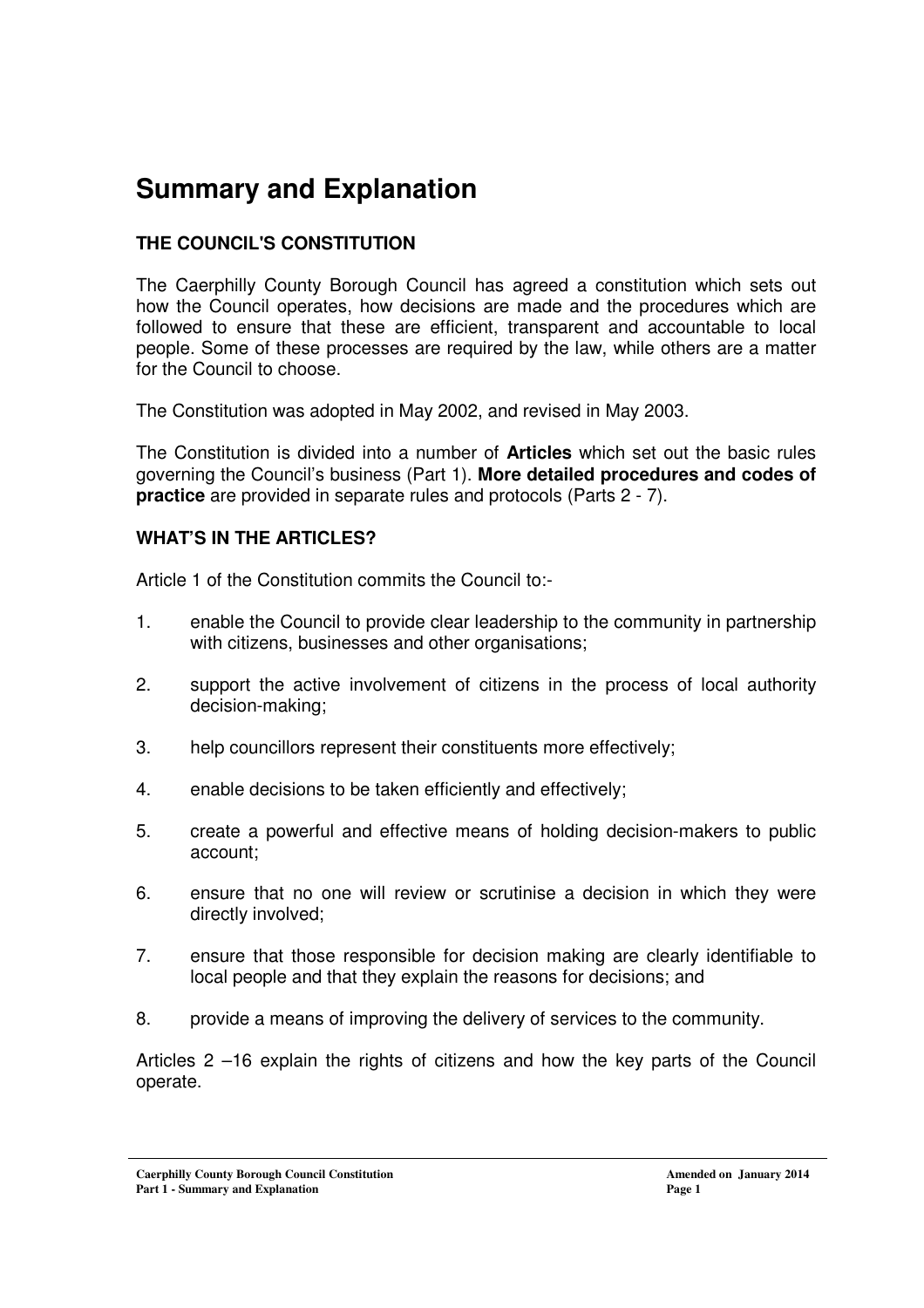# Summary and Explanation

## THE COUNCIL'S CONSTITUTION

The Caerphilly County Borough Council has agreed a constitution which sets out how the Council operates, how decisions are made and the procedures which are followed to ensure that these are efficient, transparent and accountable to local people. Some of these processes are required by the law, while others are a matter for the Council to choose.

The Constitution was adopted in May 2002, and revised in May 2003.

The Constitution is divided into a number of **Articles** which set out the basic rules governing the Council's business (Part 1). **More detailed procedures and codes of practice** are provided in separate rules and protocols (Parts 2 - 7).

## WHAT'S IN THE ARTICLES?

Article 1 of the Constitution commits the Council to:-

1. enable the Council to provide clear leadership to the community in partnership with citizens, businesses and other organisations;
2. support the active involvement of citizens in the process of local authority decision-making;
3. help councillors represent their constituents more effectively;
4. enable decisions to be taken efficiently and effectively;
5. create a powerful and effective means of holding decision-makers to public account;
6. ensure that no one will review or scrutinise a decision in which they were directly involved;
7. ensure that those responsible for decision making are clearly identifiable to local people and that they explain the reasons for decisions; and
8. provide a means of improving the delivery of services to the community.

Articles 2 –16 explain the rights of citizens and how the key parts of the Council operate.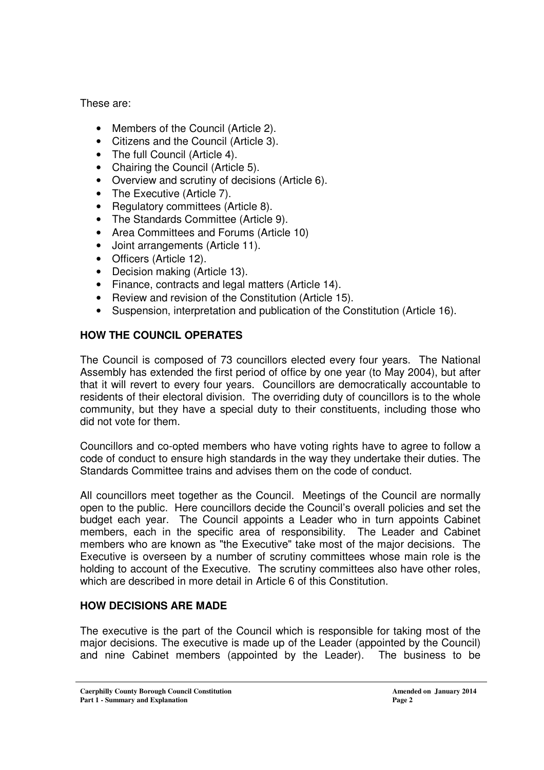These are:

- Members of the Council (Article 2).
- Citizens and the Council (Article 3).
- The full Council (Article 4).
- Chairing the Council (Article 5).
- Overview and scrutiny of decisions (Article 6).
- The Executive (Article 7).
- Regulatory committees (Article 8).
- The Standards Committee (Article 9).
- Area Committees and Forums (Article 10)
- Joint arrangements (Article 11).
- Officers (Article 12).
- Decision making (Article 13).
- Finance, contracts and legal matters (Article 14).
- Review and revision of the Constitution (Article 15).
- Suspension, interpretation and publication of the Constitution (Article 16).

## HOW THE COUNCIL OPERATES

The Council is composed of 73 councillors elected every four years. The National Assembly has extended the first period of office by one year (to May 2004), but after that it will revert to every four years. Councillors are democratically accountable to residents of their electoral division. The overriding duty of councillors is to the whole community, but they have a special duty to their constituents, including those who did not vote for them.

Councillors and co-opted members who have voting rights have to agree to follow a code of conduct to ensure high standards in the way they undertake their duties. The Standards Committee trains and advises them on the code of conduct.

All councillors meet together as the Council. Meetings of the Council are normally open to the public. Here councillors decide the Council's overall policies and set the budget each year. The Council appoints a Leader who in turn appoints Cabinet members, each in the specific area of responsibility. The Leader and Cabinet members who are known as "the Executive" take most of the major decisions. The Executive is overseen by a number of scrutiny committees whose main role is the holding to account of the Executive. The scrutiny committees also have other roles, which are described in more detail in Article 6 of this Constitution.

## HOW DECISIONS ARE MADE

The executive is the part of the Council which is responsible for taking most of the major decisions. The executive is made up of the Leader (appointed by the Council) and nine Cabinet members (appointed by the Leader). The business to be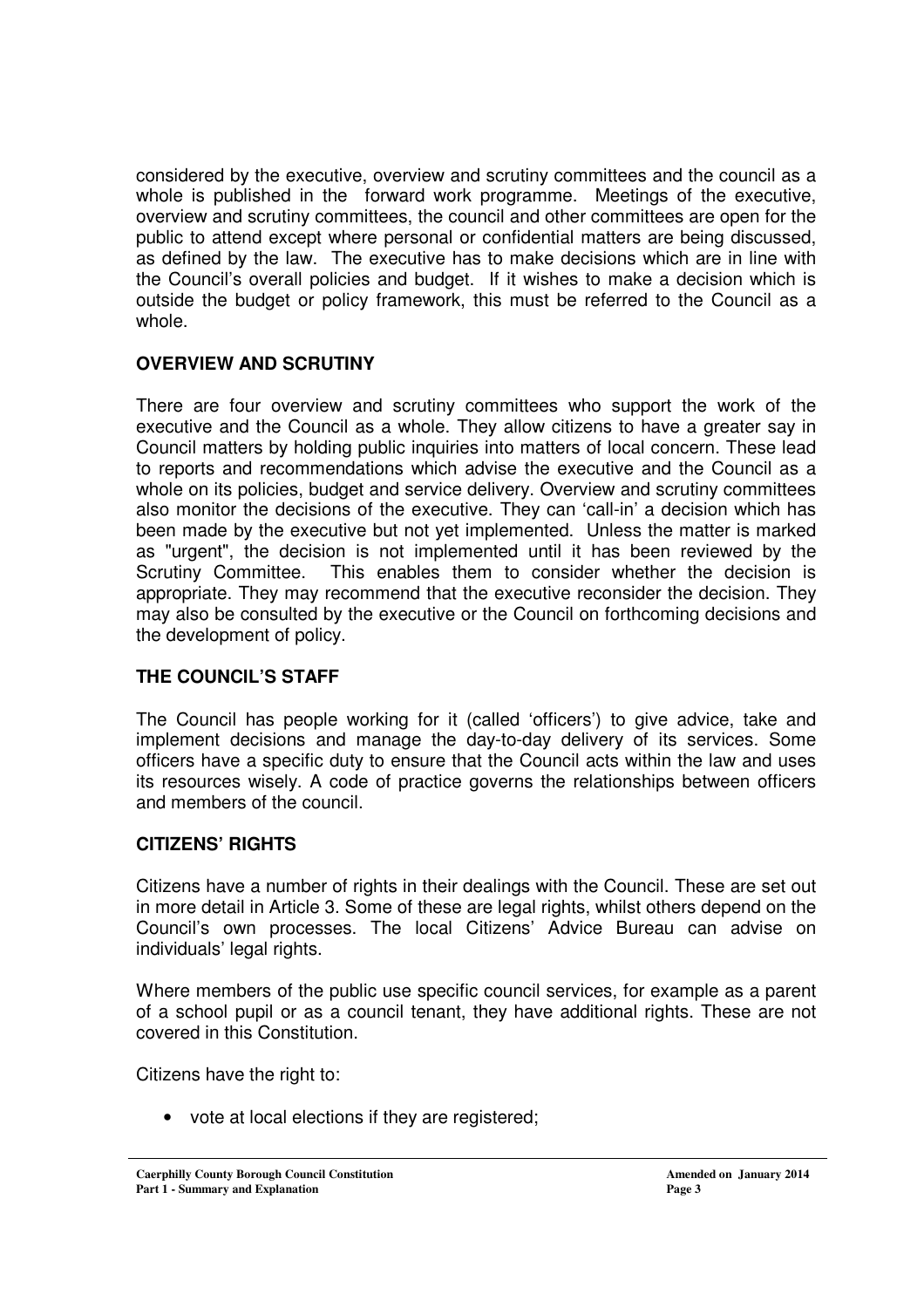considered by the executive, overview and scrutiny committees and the council as a whole is published in the forward work programme. Meetings of the executive, overview and scrutiny committees, the council and other committees are open for the public to attend except where personal or confidential matters are being discussed, as defined by the law. The executive has to make decisions which are in line with the Council's overall policies and budget. If it wishes to make a decision which is outside the budget or policy framework, this must be referred to the Council as a whole.

**OVERVIEW AND SCRUTINY**

There are four overview and scrutiny committees who support the work of the executive and the Council as a whole. They allow citizens to have a greater say in Council matters by holding public inquiries into matters of local concern. These lead to reports and recommendations which advise the executive and the Council as a whole on its policies, budget and service delivery. Overview and scrutiny committees also monitor the decisions of the executive. They can 'call-in' a decision which has been made by the executive but not yet implemented. Unless the matter is marked as "urgent", the decision is not implemented until it has been reviewed by the Scrutiny Committee. This enables them to consider whether the decision is appropriate. They may recommend that the executive reconsider the decision. They may also be consulted by the executive or the Council on forthcoming decisions and the development of policy.

**THE COUNCIL'S STAFF**

The Council has people working for it (called 'officers') to give advice, take and implement decisions and manage the day-to-day delivery of its services. Some officers have a specific duty to ensure that the Council acts within the law and uses its resources wisely. A code of practice governs the relationships between officers and members of the council.

**CITIZENS' RIGHTS**

Citizens have a number of rights in their dealings with the Council. These are set out in more detail in Article 3. Some of these are legal rights, whilst others depend on the Council's own processes. The local Citizens' Advice Bureau can advise on individuals' legal rights.

Where members of the public use specific council services, for example as a parent of a school pupil or as a council tenant, they have additional rights. These are not covered in this Constitution.

Citizens have the right to:

- vote at local elections if they are registered;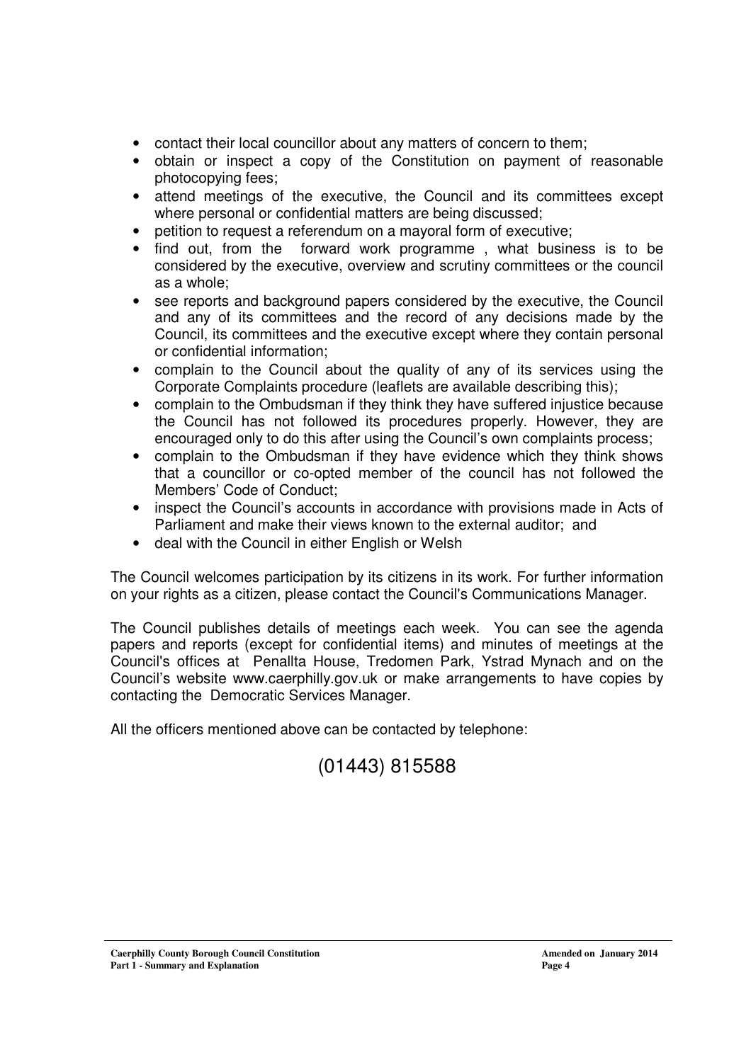- contact their local councillor about any matters of concern to them;
- obtain or inspect a copy of the Constitution on payment of reasonable photocopying fees;
- attend meetings of the executive, the Council and its committees except where personal or confidential matters are being discussed;
- petition to request a referendum on a mayoral form of executive;
- find out, from the forward work programme , what business is to be considered by the executive, overview and scrutiny committees or the council as a whole;
- see reports and background papers considered by the executive, the Council and any of its committees and the record of any decisions made by the Council, its committees and the executive except where they contain personal or confidential information;
- complain to the Council about the quality of any of its services using the Corporate Complaints procedure (leaflets are available describing this);
- complain to the Ombudsman if they think they have suffered injustice because the Council has not followed its procedures properly. However, they are encouraged only to do this after using the Council's own complaints process;
- complain to the Ombudsman if they have evidence which they think shows that a councillor or co-opted member of the council has not followed the Members' Code of Conduct;
- inspect the Council's accounts in accordance with provisions made in Acts of Parliament and make their views known to the external auditor; and
- deal with the Council in either English or Welsh

The Council welcomes participation by its citizens in its work. For further information on your rights as a citizen, please contact the Council's Communications Manager.

The Council publishes details of meetings each week. You can see the agenda papers and reports (except for confidential items) and minutes of meetings at the Council's offices at Penallta House, Tredomen Park, Ystrad Mynach and on the Council's website www.caerphilly.gov.uk or make arrangements to have copies by contacting the Democratic Services Manager.

All the officers mentioned above can be contacted by telephone:

(01443) 815588